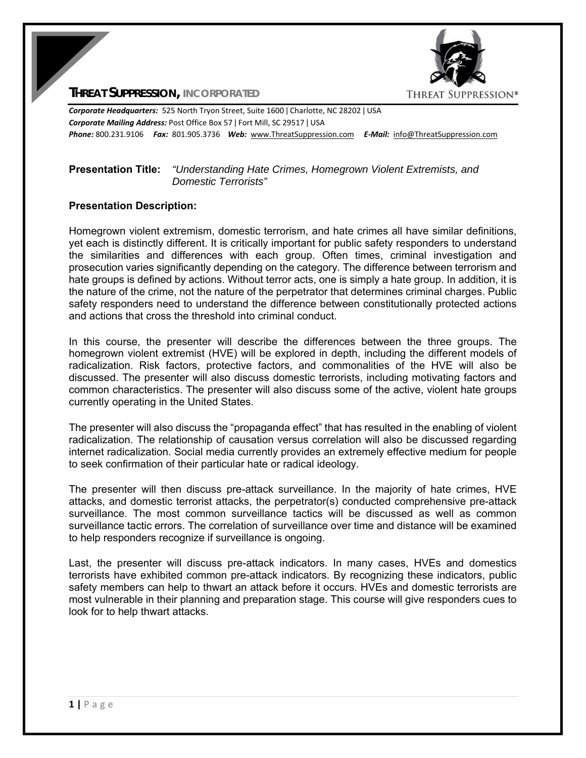# THREAT SUPPRESSION, INCORPORATED

***Corporate Headquarters:*** 525 North Tryon Street, Suite 1600 | Charlotte, NC 28202 | USA
***Corporate Mailing Address:*** Post Office Box 57 | Fort Mill, SC 29517 | USA
***Phone:*** 800.231.9106 ***Fax:*** 801.905.3736 ***Web:*** www.ThreatSuppression.com ***E-Mail:*** info@ThreatSuppression.com

**Presentation Title:** *"Understanding Hate Crimes, Homegrown Violent Extremists, and Domestic Terrorists"*

**Presentation Description:**

Homegrown violent extremism, domestic terrorism, and hate crimes all have similar definitions, yet each is distinctly different. It is critically important for public safety responders to understand the similarities and differences with each group. Often times, criminal investigation and prosecution varies significantly depending on the category. The difference between terrorism and hate groups is defined by actions. Without terror acts, one is simply a hate group. In addition, it is the nature of the crime, not the nature of the perpetrator that determines criminal charges. Public safety responders need to understand the difference between constitutionally protected actions and actions that cross the threshold into criminal conduct.

In this course, the presenter will describe the differences between the three groups. The homegrown violent extremist (HVE) will be explored in depth, including the different models of radicalization. Risk factors, protective factors, and commonalities of the HVE will also be discussed. The presenter will also discuss domestic terrorists, including motivating factors and common characteristics. The presenter will also discuss some of the active, violent hate groups currently operating in the United States.

The presenter will also discuss the "propaganda effect" that has resulted in the enabling of violent radicalization. The relationship of causation versus correlation will also be discussed regarding internet radicalization. Social media currently provides an extremely effective medium for people to seek confirmation of their particular hate or radical ideology.

The presenter will then discuss pre-attack surveillance. In the majority of hate crimes, HVE attacks, and domestic terrorist attacks, the perpetrator(s) conducted comprehensive pre-attack surveillance. The most common surveillance tactics will be discussed as well as common surveillance tactic errors. The correlation of surveillance over time and distance will be examined to help responders recognize if surveillance is ongoing.

Last, the presenter will discuss pre-attack indicators. In many cases, HVEs and domestics terrorists have exhibited common pre-attack indicators. By recognizing these indicators, public safety members can help to thwart an attack before it occurs. HVEs and domestic terrorists are most vulnerable in their planning and preparation stage. This course will give responders cues to look for to help thwart attacks.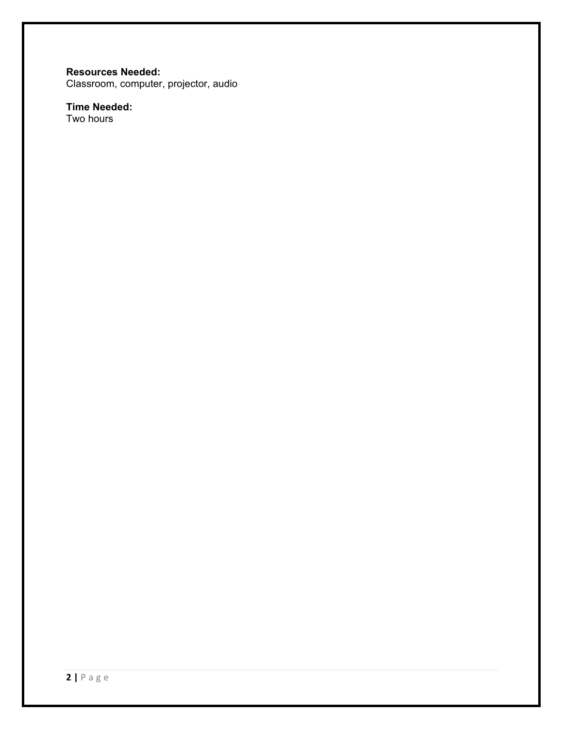**Resources Needed:**
Classroom, computer, projector, audio

**Time Needed:**
Two hours